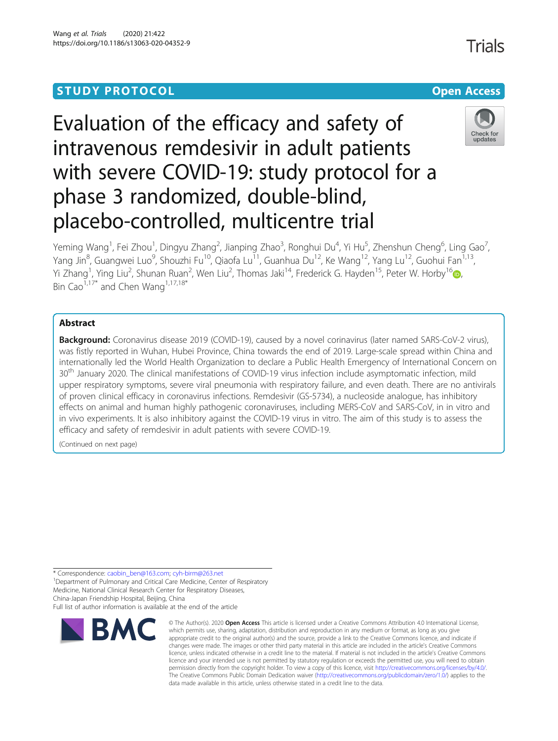STUDY PROTOCOL

Open Access

# Evaluation of the efficacy and safety of intravenous remdesivir in adult patients with severe COVID-19: study protocol for a phase 3 randomized, double-blind, placebo-controlled, multicentre trial

Yeming Wang[1], Fei Zhou[1], Dingyu Zhang[2], Jianping Zhao[3], Ronghui Du[4], Yi Hu[5], Zhenshun Cheng[6], Ling Gao[7], Yang Jin[8], Guangwei Luo[9], Shouzhi Fu[10], Qiaofa Lu[11], Guanhua Du[12], Ke Wang[12], Yang Lu[12], Guohui Fan[1,13], Yi Zhang[1], Ying Liu[2], Shunan Ruan[2], Wen Liu[2], Thomas Jaki[14], Frederick G. Hayden[15], Peter W. Horby[16], Bin Cao[1,17*] and Chen Wang[1,17,18*]

## Abstract

**Background:** Coronavirus disease 2019 (COVID-19), caused by a novel corinavirus (later named SARS-CoV-2 virus), was fistly reported in Wuhan, Hubei Province, China towards the end of 2019. Large-scale spread within China and internationally led the World Health Organization to declare a Public Health Emergency of International Concern on 30th January 2020. The clinical manifestations of COVID-19 virus infection include asymptomatic infection, mild upper respiratory symptoms, severe viral pneumonia with respiratory failure, and even death. There are no antivirals of proven clinical efficacy in coronavirus infections. Remdesivir (GS-5734), a nucleoside analogue, has inhibitory effects on animal and human highly pathogenic coronaviruses, including MERS-CoV and SARS-CoV, in in vitro and in vivo experiments. It is also inhibitory against the COVID-19 virus in vitro. The aim of this study is to assess the efficacy and safety of remdesivir in adult patients with severe COVID-19.

(Continued on next page)

\* Correspondence: caobin_ben@163.com; cyh-birm@263.net

[1]Department of Pulmonary and Critical Care Medicine, Center of Respiratory Medicine, National Clinical Research Center for Respiratory Diseases, China-Japan Friendship Hospital, Beijing, China

Full list of author information is available at the end of the article

© The Author(s). 2020 **Open Access** This article is licensed under a Creative Commons Attribution 4.0 International License, which permits use, sharing, adaptation, distribution and reproduction in any medium or format, as long as you give appropriate credit to the original author(s) and the source, provide a link to the Creative Commons licence, and indicate if changes were made. The images or other third party material in this article are included in the article's Creative Commons licence, unless indicated otherwise in a credit line to the material. If material is not included in the article's Creative Commons licence and your intended use is not permitted by statutory regulation or exceeds the permitted use, you will need to obtain permission directly from the copyright holder. To view a copy of this licence, visit http://creativecommons.org/licenses/by/4.0/. The Creative Commons Public Domain Dedication waiver (http://creativecommons.org/publicdomain/zero/1.0/) applies to the data made available in this article, unless otherwise stated in a credit line to the data.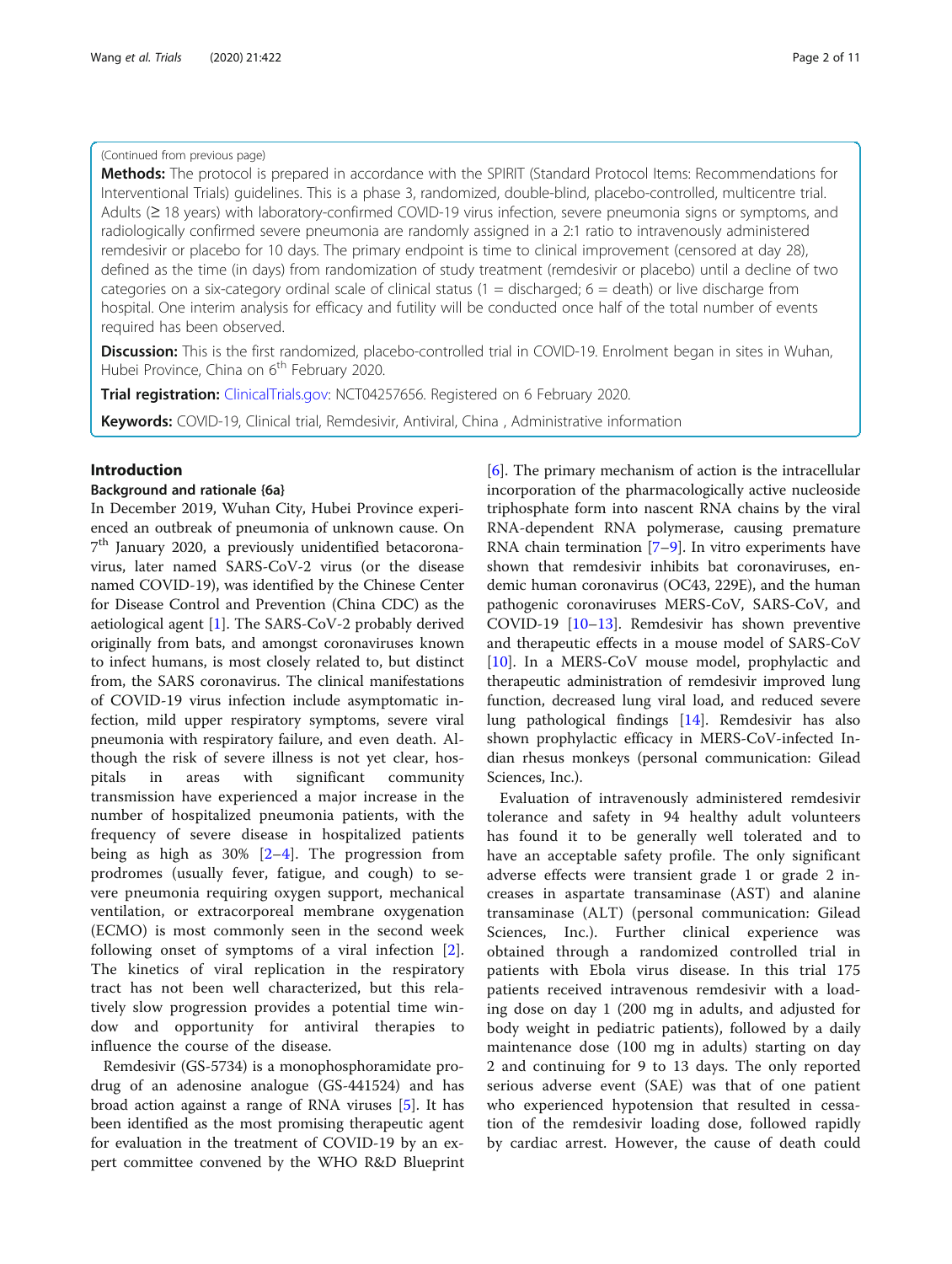(Continued from previous page)

**Methods:** The protocol is prepared in accordance with the SPIRIT (Standard Protocol Items: Recommendations for Interventional Trials) guidelines. This is a phase 3, randomized, double-blind, placebo-controlled, multicentre trial. Adults (≥ 18 years) with laboratory-confirmed COVID-19 virus infection, severe pneumonia signs or symptoms, and radiologically confirmed severe pneumonia are randomly assigned in a 2:1 ratio to intravenously administered remdesivir or placebo for 10 days. The primary endpoint is time to clinical improvement (censored at day 28), defined as the time (in days) from randomization of study treatment (remdesivir or placebo) until a decline of two categories on a six-category ordinal scale of clinical status (1 = discharged; 6 = death) or live discharge from hospital. One interim analysis for efficacy and futility will be conducted once half of the total number of events required has been observed.

**Discussion:** This is the first randomized, placebo-controlled trial in COVID-19. Enrolment began in sites in Wuhan, Hubei Province, China on 6th February 2020.

**Trial registration:** ClinicalTrials.gov: NCT04257656. Registered on 6 February 2020.

**Keywords:** COVID-19, Clinical trial, Remdesivir, Antiviral, China , Administrative information

## Introduction

### Background and rationale {6a}

In December 2019, Wuhan City, Hubei Province experienced an outbreak of pneumonia of unknown cause. On 7th January 2020, a previously unidentified betacoronavirus, later named SARS-CoV-2 virus (or the disease named COVID-19), was identified by the Chinese Center for Disease Control and Prevention (China CDC) as the aetiological agent [1]. The SARS-CoV-2 probably derived originally from bats, and amongst coronaviruses known to infect humans, is most closely related to, but distinct from, the SARS coronavirus. The clinical manifestations of COVID-19 virus infection include asymptomatic infection, mild upper respiratory symptoms, severe viral pneumonia with respiratory failure, and even death. Although the risk of severe illness is not yet clear, hospitals in areas with significant community transmission have experienced a major increase in the number of hospitalized pneumonia patients, with the frequency of severe disease in hospitalized patients being as high as 30% [2–4]. The progression from prodromes (usually fever, fatigue, and cough) to severe pneumonia requiring oxygen support, mechanical ventilation, or extracorporeal membrane oxygenation (ECMO) is most commonly seen in the second week following onset of symptoms of a viral infection [2]. The kinetics of viral replication in the respiratory tract has not been well characterized, but this relatively slow progression provides a potential time window and opportunity for antiviral therapies to influence the course of the disease.

Remdesivir (GS-5734) is a monophosphoramidate prodrug of an adenosine analogue (GS-441524) and has broad action against a range of RNA viruses [5]. It has been identified as the most promising therapeutic agent for evaluation in the treatment of COVID-19 by an expert committee convened by the WHO R&D Blueprint [6]. The primary mechanism of action is the intracellular incorporation of the pharmacologically active nucleoside triphosphate form into nascent RNA chains by the viral RNA-dependent RNA polymerase, causing premature RNA chain termination [7–9]. In vitro experiments have shown that remdesivir inhibits bat coronaviruses, endemic human coronavirus (OC43, 229E), and the human pathogenic coronaviruses MERS-CoV, SARS-CoV, and COVID-19 [10–13]. Remdesivir has shown preventive and therapeutic effects in a mouse model of SARS-CoV [10]. In a MERS-CoV mouse model, prophylactic and therapeutic administration of remdesivir improved lung function, decreased lung viral load, and reduced severe lung pathological findings [14]. Remdesivir has also shown prophylactic efficacy in MERS-CoV-infected Indian rhesus monkeys (personal communication: Gilead Sciences, Inc.).

Evaluation of intravenously administered remdesivir tolerance and safety in 94 healthy adult volunteers has found it to be generally well tolerated and to have an acceptable safety profile. The only significant adverse effects were transient grade 1 or grade 2 increases in aspartate transaminase (AST) and alanine transaminase (ALT) (personal communication: Gilead Sciences, Inc.). Further clinical experience was obtained through a randomized controlled trial in patients with Ebola virus disease. In this trial 175 patients received intravenous remdesivir with a loading dose on day 1 (200 mg in adults, and adjusted for body weight in pediatric patients), followed by a daily maintenance dose (100 mg in adults) starting on day 2 and continuing for 9 to 13 days. The only reported serious adverse event (SAE) was that of one patient who experienced hypotension that resulted in cessation of the remdesivir loading dose, followed rapidly by cardiac arrest. However, the cause of death could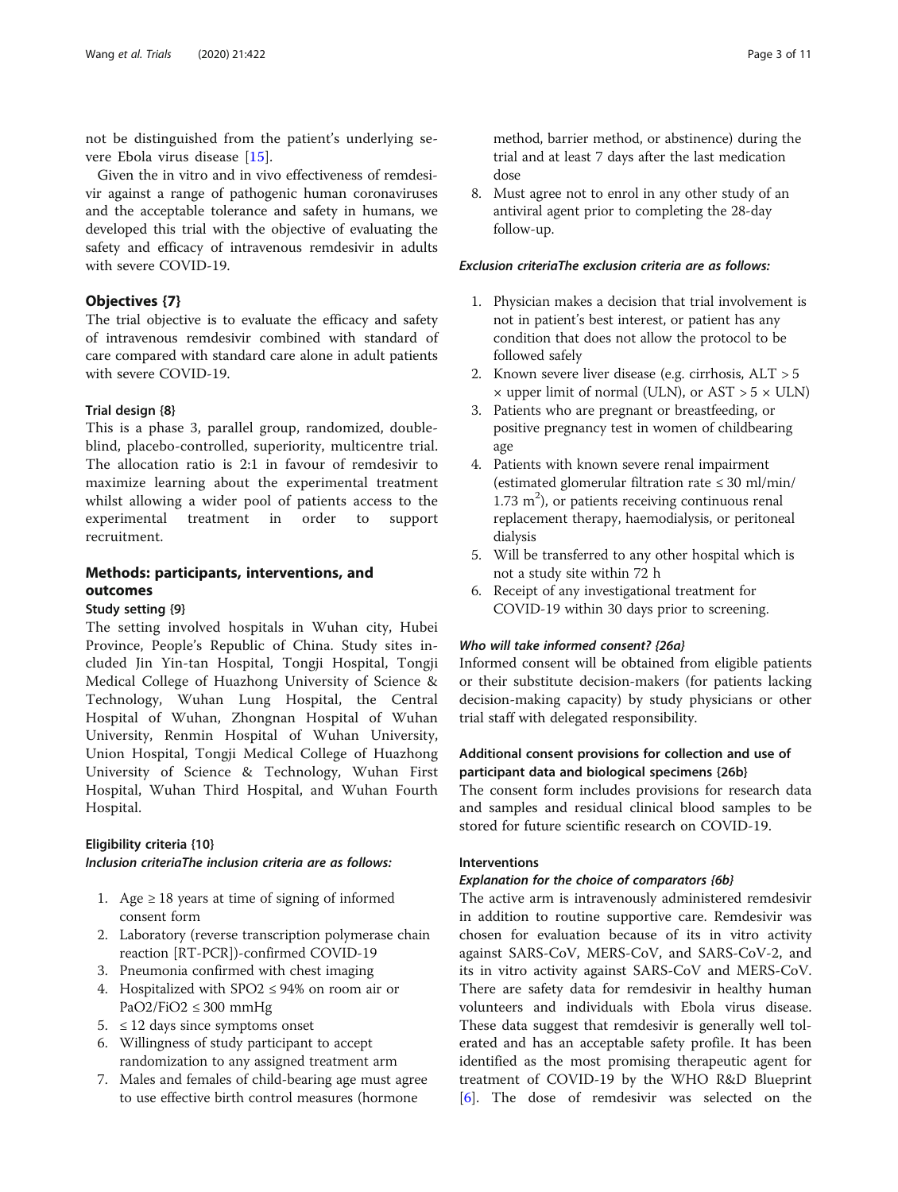not be distinguished from the patient's underlying severe Ebola virus disease [15].

Given the in vitro and in vivo effectiveness of remdesivir against a range of pathogenic human coronaviruses and the acceptable tolerance and safety in humans, we developed this trial with the objective of evaluating the safety and efficacy of intravenous remdesivir in adults with severe COVID-19.

## Objectives {7}

The trial objective is to evaluate the efficacy and safety of intravenous remdesivir combined with standard of care compared with standard care alone in adult patients with severe COVID-19.

### Trial design {8}

This is a phase 3, parallel group, randomized, double-blind, placebo-controlled, superiority, multicentre trial. The allocation ratio is 2:1 in favour of remdesivir to maximize learning about the experimental treatment whilst allowing a wider pool of patients access to the experimental treatment in order to support recruitment.

## Methods: participants, interventions, and outcomes

### Study setting {9}

The setting involved hospitals in Wuhan city, Hubei Province, People's Republic of China. Study sites included Jin Yin-tan Hospital, Tongji Hospital, Tongji Medical College of Huazhong University of Science & Technology, Wuhan Lung Hospital, the Central Hospital of Wuhan, Zhongnan Hospital of Wuhan University, Renmin Hospital of Wuhan University, Union Hospital, Tongji Medical College of Huazhong University of Science & Technology, Wuhan First Hospital, Wuhan Third Hospital, and Wuhan Fourth Hospital.

### Eligibility criteria {10}

#### *Inclusion criteriaThe inclusion criteria are as follows:*

1. Age ≥ 18 years at time of signing of informed consent form
2. Laboratory (reverse transcription polymerase chain reaction [RT-PCR])-confirmed COVID-19
3. Pneumonia confirmed with chest imaging
4. Hospitalized with SPO2 ≤ 94% on room air or PaO2/FiO2 ≤ 300 mmHg
5. ≤ 12 days since symptoms onset
6. Willingness of study participant to accept randomization to any assigned treatment arm
7. Males and females of child-bearing age must agree to use effective birth control measures (hormone method, barrier method, or abstinence) during the trial and at least 7 days after the last medication dose
8. Must agree not to enrol in any other study of an antiviral agent prior to completing the 28-day follow-up.

#### *Exclusion criteriaThe exclusion criteria are as follows:*

1. Physician makes a decision that trial involvement is not in patient's best interest, or patient has any condition that does not allow the protocol to be followed safely
2. Known severe liver disease (e.g. cirrhosis, ALT > 5 × upper limit of normal (ULN), or AST > 5 × ULN)
3. Patients who are pregnant or breastfeeding, or positive pregnancy test in women of childbearing age
4. Patients with known severe renal impairment (estimated glomerular filtration rate ≤ 30 ml/min/1.73 $m^2$), or patients receiving continuous renal replacement therapy, haemodialysis, or peritoneal dialysis
5. Will be transferred to any other hospital which is not a study site within 72 h
6. Receipt of any investigational treatment for COVID-19 within 30 days prior to screening.

#### *Who will take informed consent? {26a}*

Informed consent will be obtained from eligible patients or their substitute decision-makers (for patients lacking decision-making capacity) by study physicians or other trial staff with delegated responsibility.

### Additional consent provisions for collection and use of participant data and biological specimens {26b}

The consent form includes provisions for research data and samples and residual clinical blood samples to be stored for future scientific research on COVID-19.

### Interventions

#### *Explanation for the choice of comparators {6b}*

The active arm is intravenously administered remdesivir in addition to routine supportive care. Remdesivir was chosen for evaluation because of its in vitro activity against SARS-CoV, MERS-CoV, and SARS-CoV-2, and its in vitro activity against SARS-CoV and MERS-CoV. There are safety data for remdesivir in healthy human volunteers and individuals with Ebola virus disease. These data suggest that remdesivir is generally well tolerated and has an acceptable safety profile. It has been identified as the most promising therapeutic agent for treatment of COVID-19 by the WHO R&D Blueprint [6]. The dose of remdesivir was selected on the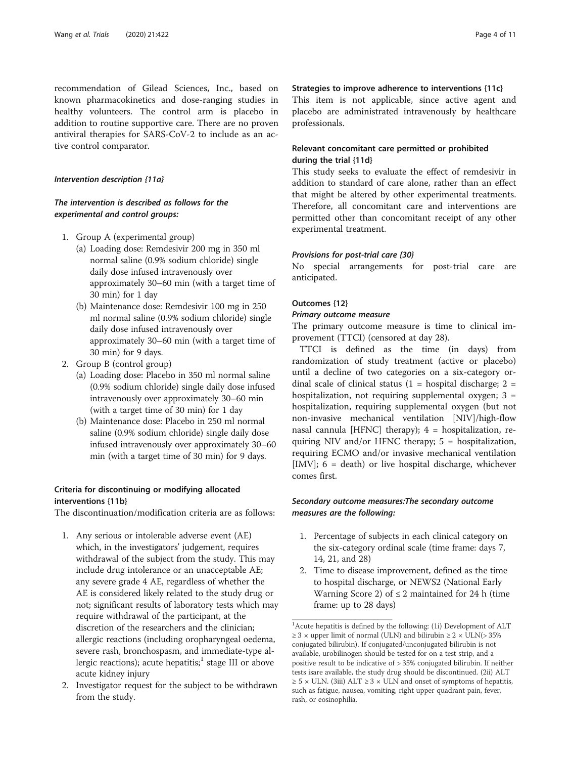recommendation of Gilead Sciences, Inc., based on known pharmacokinetics and dose-ranging studies in healthy volunteers. The control arm is placebo in addition to routine supportive care. There are no proven antiviral therapies for SARS-CoV-2 to include as an active control comparator.

#### *Intervention description {11a}*

#### *The intervention is described as follows for the experimental and control groups:*

1. Group A (experimental group)
   (a) Loading dose: Remdesivir 200 mg in 350 ml normal saline (0.9% sodium chloride) single daily dose infused intravenously over approximately 30–60 min (with a target time of 30 min) for 1 day
   (b) Maintenance dose: Remdesivir 100 mg in 250 ml normal saline (0.9% sodium chloride) single daily dose infused intravenously over approximately 30–60 min (with a target time of 30 min) for 9 days.
2. Group B (control group)
   (a) Loading dose: Placebo in 350 ml normal saline (0.9% sodium chloride) single daily dose infused intravenously over approximately 30–60 min (with a target time of 30 min) for 1 day
   (b) Maintenance dose: Placebo in 250 ml normal saline (0.9% sodium chloride) single daily dose infused intravenously over approximately 30–60 min (with a target time of 30 min) for 9 days.

### Criteria for discontinuing or modifying allocated interventions {11b}

The discontinuation/modification criteria are as follows:

1. Any serious or intolerable adverse event (AE) which, in the investigators' judgement, requires withdrawal of the subject from the study. This may include drug intolerance or an unacceptable AE; any severe grade 4 AE, regardless of whether the AE is considered likely related to the study drug or not; significant results of laboratory tests which may require withdrawal of the participant, at the discretion of the researchers and the clinician; allergic reactions (including oropharyngeal oedema, severe rash, bronchospasm, and immediate-type allergic reactions); acute hepatitis;[1] stage III or above acute kidney injury
2. Investigator request for the subject to be withdrawn from the study.

### Strategies to improve adherence to interventions {11c}

This item is not applicable, since active agent and placebo are administrated intravenously by healthcare professionals.

### Relevant concomitant care permitted or prohibited during the trial {11d}

This study seeks to evaluate the effect of remdesivir in addition to standard of care alone, rather than an effect that might be altered by other experimental treatments. Therefore, all concomitant care and interventions are permitted other than concomitant receipt of any other experimental treatment.

#### *Provisions for post-trial care {30}*

No special arrangements for post-trial care are anticipated.

### Outcomes {12}

#### *Primary outcome measure*

The primary outcome measure is time to clinical improvement (TTCI) (censored at day 28).

TTCI is defined as the time (in days) from randomization of study treatment (active or placebo) until a decline of two categories on a six-category ordinal scale of clinical status (1 = hospital discharge; 2 = hospitalization, not requiring supplemental oxygen; 3 = hospitalization, requiring supplemental oxygen (but not non-invasive mechanical ventilation [NIV]/high-flow nasal cannula [HFNC] therapy); 4 = hospitalization, requiring NIV and/or HFNC therapy; 5 = hospitalization, requiring ECMO and/or invasive mechanical ventilation [IMV]; 6 = death) or live hospital discharge, whichever comes first.

#### *Secondary outcome measures:The secondary outcome measures are the following:*

1. Percentage of subjects in each clinical category on the six-category ordinal scale (time frame: days 7, 14, 21, and 28)
2. Time to disease improvement, defined as the time to hospital discharge, or NEWS2 (National Early Warning Score 2) of ≤ 2 maintained for 24 h (time frame: up to 28 days)

[1]Acute hepatitis is defined by the following: (1i) Development of ALT ≥ 3 × upper limit of normal (ULN) and bilirubin ≥ 2 × ULN(> 35% conjugated bilirubin). If conjugated/unconjugated bilirubin is not available, urobilinogen should be tested for on a test strip, and a positive result to be indicative of > 35% conjugated bilirubin. If neither tests isare available, the study drug should be discontinued. (2ii) ALT ≥ 5 × ULN. (3iii) ALT ≥ 3 × ULN and onset of symptoms of hepatitis, such as fatigue, nausea, vomiting, right upper quadrant pain, fever, rash, or eosinophilia.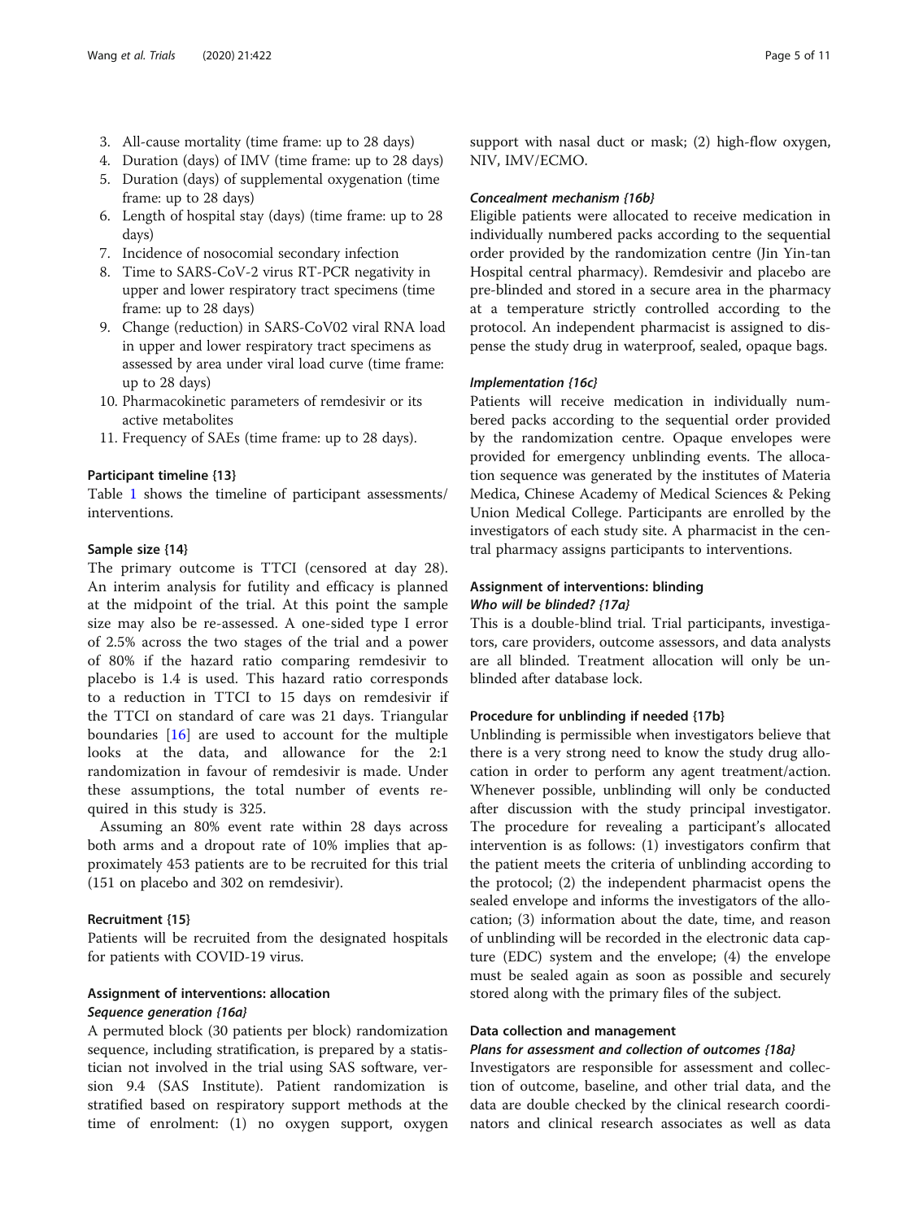3. All-cause mortality (time frame: up to 28 days)
4. Duration (days) of IMV (time frame: up to 28 days)
5. Duration (days) of supplemental oxygenation (time frame: up to 28 days)
6. Length of hospital stay (days) (time frame: up to 28 days)
7. Incidence of nosocomial secondary infection
8. Time to SARS-CoV-2 virus RT-PCR negativity in upper and lower respiratory tract specimens (time frame: up to 28 days)
9. Change (reduction) in SARS-CoV02 viral RNA load in upper and lower respiratory tract specimens as assessed by area under viral load curve (time frame: up to 28 days)
10. Pharmacokinetic parameters of remdesivir or its active metabolites
11. Frequency of SAEs (time frame: up to 28 days).

#### Participant timeline {13}

Table 1 shows the timeline of participant assessments/interventions.

#### Sample size {14}

The primary outcome is TTCI (censored at day 28). An interim analysis for futility and efficacy is planned at the midpoint of the trial. At this point the sample size may also be re-assessed. A one-sided type I error of 2.5% across the two stages of the trial and a power of 80% if the hazard ratio comparing remdesivir to placebo is 1.4 is used. This hazard ratio corresponds to a reduction in TTCI to 15 days on remdesivir if the TTCI on standard of care was 21 days. Triangular boundaries [16] are used to account for the multiple looks at the data, and allowance for the 2:1 randomization in favour of remdesivir is made. Under these assumptions, the total number of events required in this study is 325.

Assuming an 80% event rate within 28 days across both arms and a dropout rate of 10% implies that approximately 453 patients are to be recruited for this trial (151 on placebo and 302 on remdesivir).

#### Recruitment {15}

Patients will be recruited from the designated hospitals for patients with COVID-19 virus.

#### Assignment of interventions: allocation

##### *Sequence generation {16a}*

A permuted block (30 patients per block) randomization sequence, including stratification, is prepared by a statistician not involved in the trial using SAS software, version 9.4 (SAS Institute). Patient randomization is stratified based on respiratory support methods at the time of enrolment: (1) no oxygen support, oxygen support with nasal duct or mask; (2) high-flow oxygen, NIV, IMV/ECMO.

##### *Concealment mechanism {16b}*

Eligible patients were allocated to receive medication in individually numbered packs according to the sequential order provided by the randomization centre (Jin Yin-tan Hospital central pharmacy). Remdesivir and placebo are pre-blinded and stored in a secure area in the pharmacy at a temperature strictly controlled according to the protocol. An independent pharmacist is assigned to dispense the study drug in waterproof, sealed, opaque bags.

##### *Implementation {16c}*

Patients will receive medication in individually numbered packs according to the sequential order provided by the randomization centre. Opaque envelopes were provided for emergency unblinding events. The allocation sequence was generated by the institutes of Materia Medica, Chinese Academy of Medical Sciences & Peking Union Medical College. Participants are enrolled by the investigators of each study site. A pharmacist in the central pharmacy assigns participants to interventions.

#### Assignment of interventions: blinding

##### *Who will be blinded? {17a}*

This is a double-blind trial. Trial participants, investigators, care providers, outcome assessors, and data analysts are all blinded. Treatment allocation will only be unblinded after database lock.

#### Procedure for unblinding if needed {17b}

Unblinding is permissible when investigators believe that there is a very strong need to know the study drug allocation in order to perform any agent treatment/action. Whenever possible, unblinding will only be conducted after discussion with the study principal investigator. The procedure for revealing a participant's allocated intervention is as follows: (1) investigators confirm that the patient meets the criteria of unblinding according to the protocol; (2) the independent pharmacist opens the sealed envelope and informs the investigators of the allocation; (3) information about the date, time, and reason of unblinding will be recorded in the electronic data capture (EDC) system and the envelope; (4) the envelope must be sealed again as soon as possible and securely stored along with the primary files of the subject.

#### Data collection and management

##### *Plans for assessment and collection of outcomes {18a}*

Investigators are responsible for assessment and collection of outcome, baseline, and other trial data, and the data are double checked by the clinical research coordinators and clinical research associates as well as data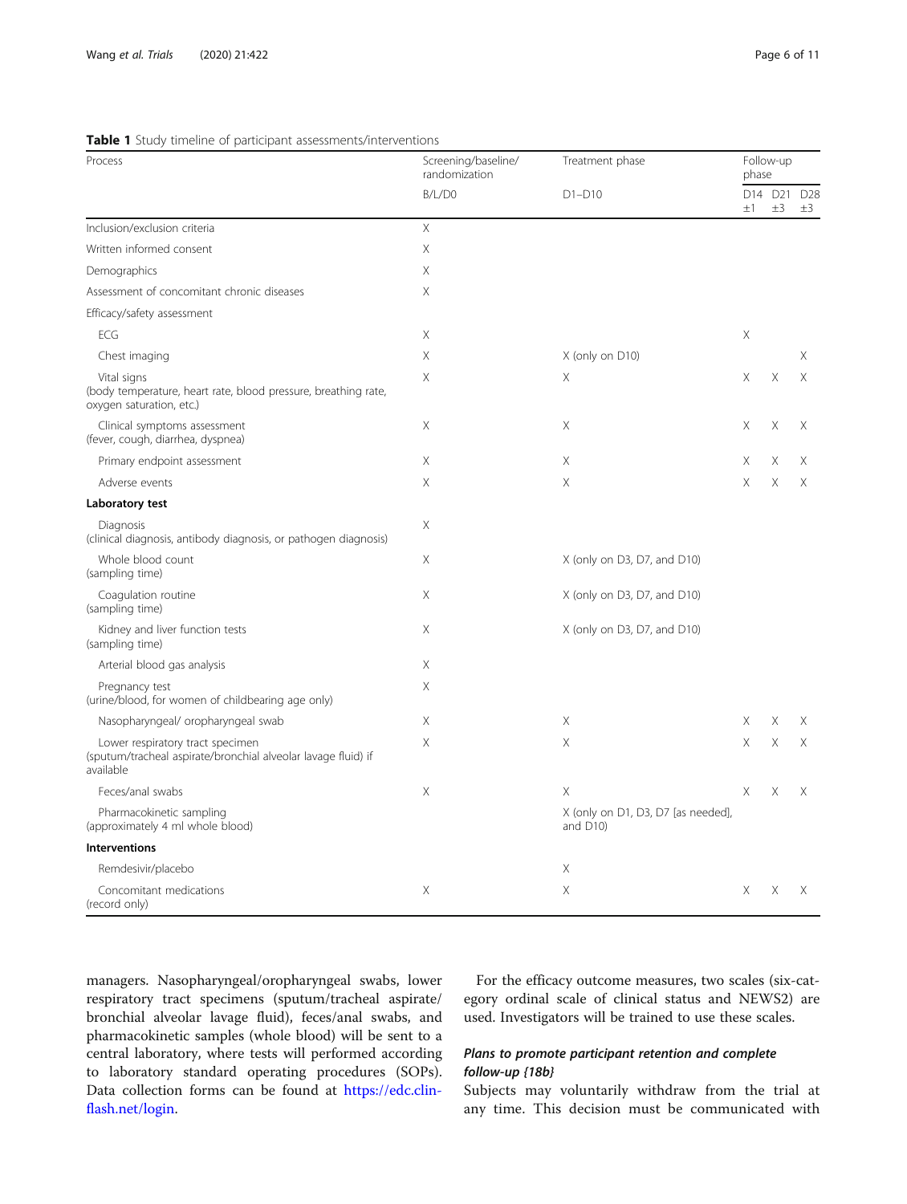**Table 1** Study timeline of participant assessments/interventions

| Process | Screening/baseline/ randomization | Treatment phase | Follow-up phase | | |
|---|---|---|---|---|---|
| | B/L/D0 | D1–D10 | D14 ±1 | D21 ±3 | D28 ±3 |
| Inclusion/exclusion criteria | X | | | | |
| Written informed consent | X | | | | |
| Demographics | X | | | | |
| Assessment of concomitant chronic diseases | X | | | | |
| Efficacy/safety assessment | | | | | |
| ECG | X | | X | | |
| Chest imaging | X | X (only on D10) | | | X |
| Vital signs (body temperature, heart rate, blood pressure, breathing rate, oxygen saturation, etc.) | X | X | X | X | X |
| Clinical symptoms assessment (fever, cough, diarrhea, dyspnea) | X | X | X | X | X |
| Primary endpoint assessment | X | X | X | X | X |
| Adverse events | X | X | X | X | X |
| **Laboratory test** | | | | | |
| Diagnosis (clinical diagnosis, antibody diagnosis, or pathogen diagnosis) | X | | | | |
| Whole blood count (sampling time) | X | X (only on D3, D7, and D10) | | | |
| Coagulation routine (sampling time) | X | X (only on D3, D7, and D10) | | | |
| Kidney and liver function tests (sampling time) | X | X (only on D3, D7, and D10) | | | |
| Arterial blood gas analysis | X | | | | |
| Pregnancy test (urine/blood, for women of childbearing age only) | X | | | | |
| Nasopharyngeal/ oropharyngeal swab | X | X | X | X | X |
| Lower respiratory tract specimen (sputum/tracheal aspirate/bronchial alveolar lavage fluid) if available | X | X | X | X | X |
| Feces/anal swabs | X | X | X | X | X |
| Pharmacokinetic sampling (approximately 4 ml whole blood) | | X (only on D1, D3, D7 [as needed], and D10) | | | |
| **Interventions** | | | | | |
| Remdesivir/placebo | | X | | | |
| Concomitant medications (record only) | X | X | X | X | X |

managers. Nasopharyngeal/oropharyngeal swabs, lower respiratory tract specimens (sputum/tracheal aspirate/ bronchial alveolar lavage fluid), feces/anal swabs, and pharmacokinetic samples (whole blood) will be sent to a central laboratory, where tests will performed according to laboratory standard operating procedures (SOPs). Data collection forms can be found at https://edc.clin-flash.net/login.

For the efficacy outcome measures, two scales (six-category ordinal scale of clinical status and NEWS2) are used. Investigators will be trained to use these scales.

### *Plans to promote participant retention and complete follow-up {18b}*

Subjects may voluntarily withdraw from the trial at any time. This decision must be communicated with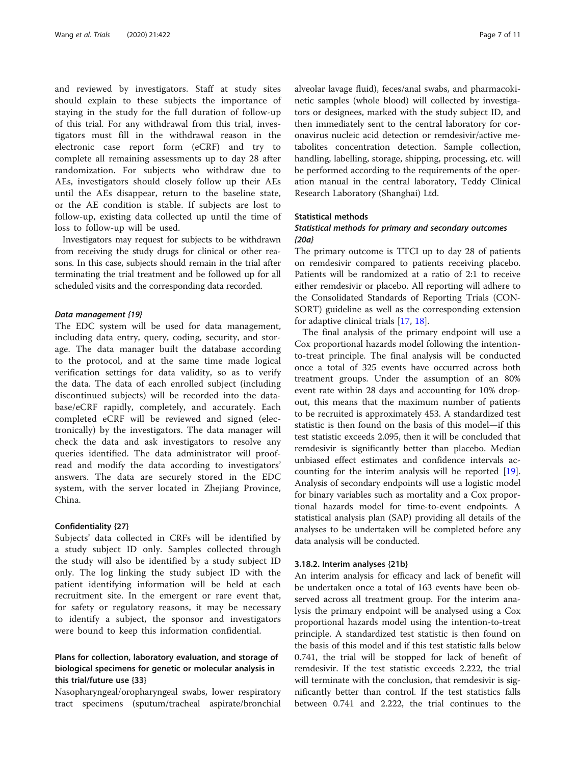and reviewed by investigators. Staff at study sites should explain to these subjects the importance of staying in the study for the full duration of follow-up of this trial. For any withdrawal from this trial, investigators must fill in the withdrawal reason in the electronic case report form (eCRF) and try to complete all remaining assessments up to day 28 after randomization. For subjects who withdraw due to AEs, investigators should closely follow up their AEs until the AEs disappear, return to the baseline state, or the AE condition is stable. If subjects are lost to follow-up, existing data collected up until the time of loss to follow-up will be used.

Investigators may request for subjects to be withdrawn from receiving the study drugs for clinical or other reasons. In this case, subjects should remain in the trial after terminating the trial treatment and be followed up for all scheduled visits and the corresponding data recorded.

#### *Data management {19}*

The EDC system will be used for data management, including data entry, query, coding, security, and storage. The data manager built the database according to the protocol, and at the same time made logical verification settings for data validity, so as to verify the data. The data of each enrolled subject (including discontinued subjects) will be recorded into the database/eCRF rapidly, completely, and accurately. Each completed eCRF will be reviewed and signed (electronically) by the investigators. The data manager will check the data and ask investigators to resolve any queries identified. The data administrator will proofread and modify the data according to investigators' answers. The data are securely stored in the EDC system, with the server located in Zhejiang Province, China.

### Confidentiality {27}

Subjects' data collected in CRFs will be identified by a study subject ID only. Samples collected through the study will also be identified by a study subject ID only. The log linking the study subject ID with the patient identifying information will be held at each recruitment site. In the emergent or rare event that, for safety or regulatory reasons, it may be necessary to identify a subject, the sponsor and investigators were bound to keep this information confidential.

### Plans for collection, laboratory evaluation, and storage of biological specimens for genetic or molecular analysis in this trial/future use {33}

Nasopharyngeal/oropharyngeal swabs, lower respiratory tract specimens (sputum/tracheal aspirate/bronchial alveolar lavage fluid), feces/anal swabs, and pharmacokinetic samples (whole blood) will collected by investigators or designees, marked with the study subject ID, and then immediately sent to the central laboratory for coronavirus nucleic acid detection or remdesivir/active metabolites concentration detection. Sample collection, handling, labelling, storage, shipping, processing, etc. will be performed according to the requirements of the operation manual in the central laboratory, Teddy Clinical Research Laboratory (Shanghai) Ltd.

### Statistical methods

#### *Statistical methods for primary and secondary outcomes {20a}*

The primary outcome is TTCI up to day 28 of patients on remdesivir compared to patients receiving placebo. Patients will be randomized at a ratio of 2:1 to receive either remdesivir or placebo. All reporting will adhere to the Consolidated Standards of Reporting Trials (CONSORT) guideline as well as the corresponding extension for adaptive clinical trials [17, 18].

The final analysis of the primary endpoint will use a Cox proportional hazards model following the intention-to-treat principle. The final analysis will be conducted once a total of 325 events have occurred across both treatment groups. Under the assumption of an 80% event rate within 28 days and accounting for 10% dropout, this means that the maximum number of patients to be recruited is approximately 453. A standardized test statistic is then found on the basis of this model—if this test statistic exceeds 2.095, then it will be concluded that remdesivir is significantly better than placebo. Median unbiased effect estimates and confidence intervals accounting for the interim analysis will be reported [19]. Analysis of secondary endpoints will use a logistic model for binary variables such as mortality and a Cox proportional hazards model for time-to-event endpoints. A statistical analysis plan (SAP) providing all details of the analyses to be undertaken will be completed before any data analysis will be conducted.

### 3.18.2. Interim analyses {21b}

An interim analysis for efficacy and lack of benefit will be undertaken once a total of 163 events have been observed across all treatment group. For the interim analysis the primary endpoint will be analysed using a Cox proportional hazards model using the intention-to-treat principle. A standardized test statistic is then found on the basis of this model and if this test statistic falls below 0.741, the trial will be stopped for lack of benefit of remdesivir. If the test statistic exceeds 2.222, the trial will terminate with the conclusion, that remdesivir is significantly better than control. If the test statistics falls between 0.741 and 2.222, the trial continues to the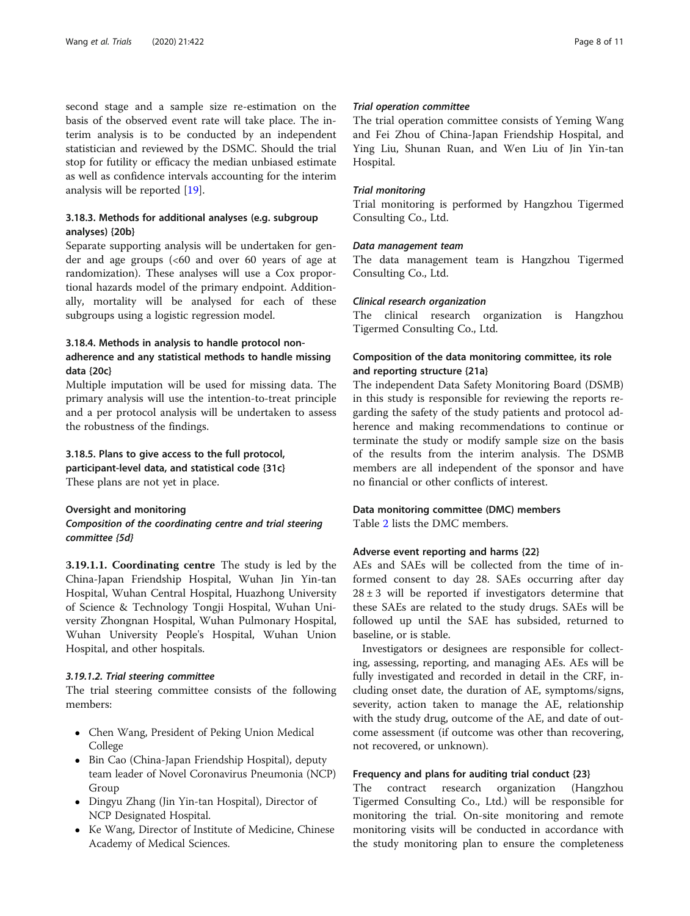second stage and a sample size re-estimation on the basis of the observed event rate will take place. The interim analysis is to be conducted by an independent statistician and reviewed by the DSMC. Should the trial stop for futility or efficacy the median unbiased estimate as well as confidence intervals accounting for the interim analysis will be reported [19].

### 3.18.3. Methods for additional analyses (e.g. subgroup analyses) {20b}

Separate supporting analysis will be undertaken for gender and age groups (<60 and over 60 years of age at randomization). These analyses will use a Cox proportional hazards model of the primary endpoint. Additionally, mortality will be analysed for each of these subgroups using a logistic regression model.

### 3.18.4. Methods in analysis to handle protocol non-adherence and any statistical methods to handle missing data {20c}

Multiple imputation will be used for missing data. The primary analysis will use the intention-to-treat principle and a per protocol analysis will be undertaken to assess the robustness of the findings.

### 3.18.5. Plans to give access to the full protocol, participant-level data, and statistical code {31c}

These plans are not yet in place.

### Oversight and monitoring

#### *Composition of the coordinating centre and trial steering committee {5d}*

**3.19.1.1. Coordinating centre** The study is led by the China-Japan Friendship Hospital, Wuhan Jin Yin-tan Hospital, Wuhan Central Hospital, Huazhong University of Science & Technology Tongji Hospital, Wuhan University Zhongnan Hospital, Wuhan Pulmonary Hospital, Wuhan University People's Hospital, Wuhan Union Hospital, and other hospitals.

#### *3.19.1.2. Trial steering committee*

The trial steering committee consists of the following members:

- Chen Wang, President of Peking Union Medical College
- Bin Cao (China-Japan Friendship Hospital), deputy team leader of Novel Coronavirus Pneumonia (NCP) Group
- Dingyu Zhang (Jin Yin-tan Hospital), Director of NCP Designated Hospital.
- Ke Wang, Director of Institute of Medicine, Chinese Academy of Medical Sciences.

#### *Trial operation committee*

The trial operation committee consists of Yeming Wang and Fei Zhou of China-Japan Friendship Hospital, and Ying Liu, Shunan Ruan, and Wen Liu of Jin Yin-tan Hospital.

#### *Trial monitoring*

Trial monitoring is performed by Hangzhou Tigermed Consulting Co., Ltd.

#### *Data management team*

The data management team is Hangzhou Tigermed Consulting Co., Ltd.

#### *Clinical research organization*

The clinical research organization is Hangzhou Tigermed Consulting Co., Ltd.

### Composition of the data monitoring committee, its role and reporting structure {21a}

The independent Data Safety Monitoring Board (DSMB) in this study is responsible for reviewing the reports regarding the safety of the study patients and protocol adherence and making recommendations to continue or terminate the study or modify sample size on the basis of the results from the interim analysis. The DSMB members are all independent of the sponsor and have no financial or other conflicts of interest.

### Data monitoring committee (DMC) members

Table 2 lists the DMC members.

### Adverse event reporting and harms {22}

AEs and SAEs will be collected from the time of informed consent to day 28. SAEs occurring after day 28 ± 3 will be reported if investigators determine that these SAEs are related to the study drugs. SAEs will be followed up until the SAE has subsided, returned to baseline, or is stable.

Investigators or designees are responsible for collecting, assessing, reporting, and managing AEs. AEs will be fully investigated and recorded in detail in the CRF, including onset date, the duration of AE, symptoms/signs, severity, action taken to manage the AE, relationship with the study drug, outcome of the AE, and date of outcome assessment (if outcome was other than recovering, not recovered, or unknown).

### Frequency and plans for auditing trial conduct {23}

The contract research organization (Hangzhou Tigermed Consulting Co., Ltd.) will be responsible for monitoring the trial. On-site monitoring and remote monitoring visits will be conducted in accordance with the study monitoring plan to ensure the completeness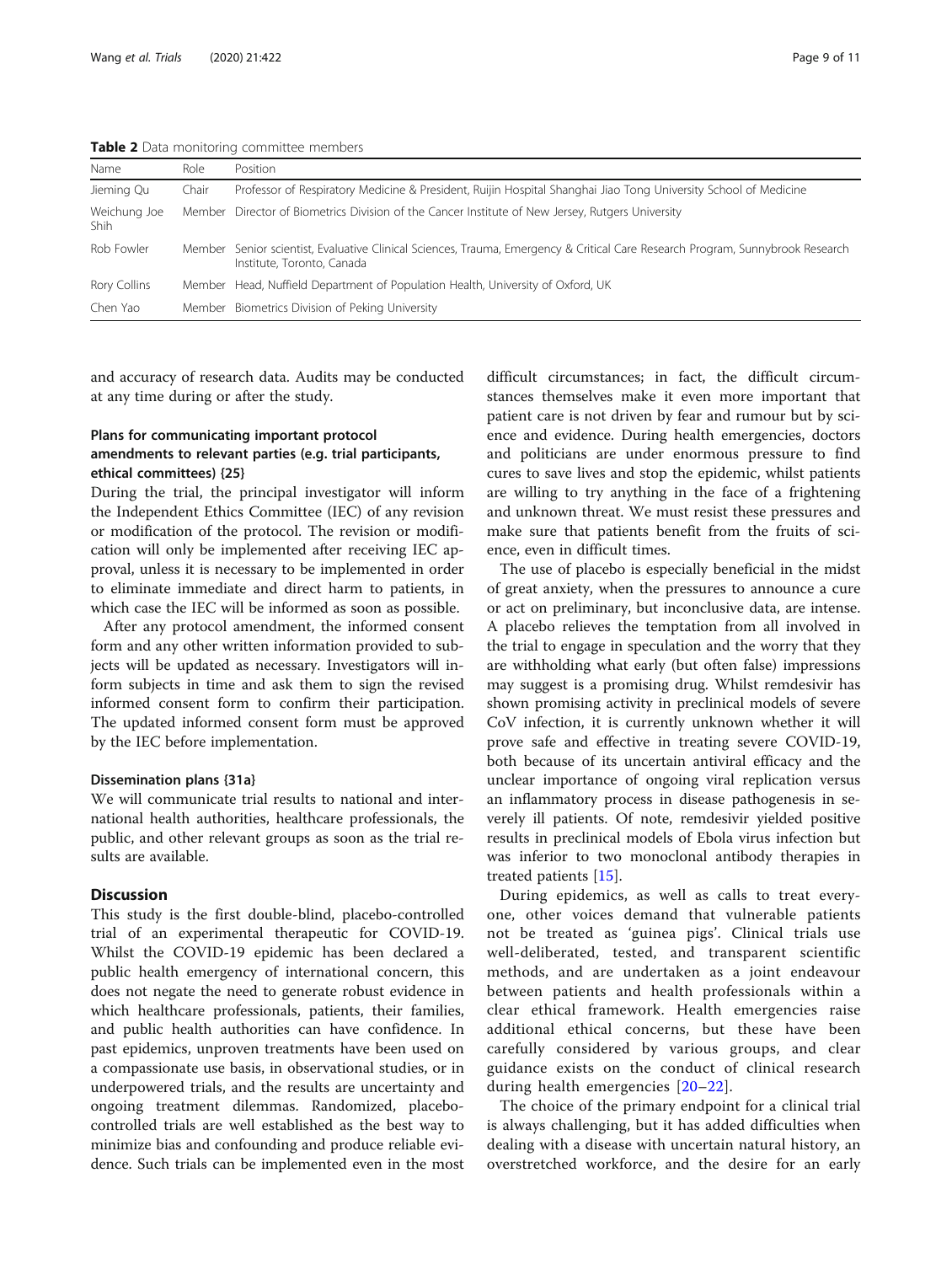**Table 2** Data monitoring committee members

| Name | Role | Position |
| --- | --- | --- |
| Jieming Qu | Chair | Professor of Respiratory Medicine & President, Ruijin Hospital Shanghai Jiao Tong University School of Medicine |
| Weichung Joe Shih | Member | Director of Biometrics Division of the Cancer Institute of New Jersey, Rutgers University |
| Rob Fowler | Member | Senior scientist, Evaluative Clinical Sciences, Trauma, Emergency & Critical Care Research Program, Sunnybrook Research Institute, Toronto, Canada |
| Rory Collins | Member | Head, Nuffield Department of Population Health, University of Oxford, UK |
| Chen Yao | Member | Biometrics Division of Peking University |

and accuracy of research data. Audits may be conducted at any time during or after the study.

### Plans for communicating important protocol amendments to relevant parties (e.g. trial participants, ethical committees) {25}

During the trial, the principal investigator will inform the Independent Ethics Committee (IEC) of any revision or modification of the protocol. The revision or modification will only be implemented after receiving IEC approval, unless it is necessary to be implemented in order to eliminate immediate and direct harm to patients, in which case the IEC will be informed as soon as possible.

After any protocol amendment, the informed consent form and any other written information provided to subjects will be updated as necessary. Investigators will inform subjects in time and ask them to sign the revised informed consent form to confirm their participation. The updated informed consent form must be approved by the IEC before implementation.

#### Dissemination plans {31a}

We will communicate trial results to national and international health authorities, healthcare professionals, the public, and other relevant groups as soon as the trial results are available.

## Discussion

This study is the first double-blind, placebo-controlled trial of an experimental therapeutic for COVID-19. Whilst the COVID-19 epidemic has been declared a public health emergency of international concern, this does not negate the need to generate robust evidence in which healthcare professionals, patients, their families, and public health authorities can have confidence. In past epidemics, unproven treatments have been used on a compassionate use basis, in observational studies, or in underpowered trials, and the results are uncertainty and ongoing treatment dilemmas. Randomized, placebo-controlled trials are well established as the best way to minimize bias and confounding and produce reliable evidence. Such trials can be implemented even in the most difficult circumstances; in fact, the difficult circumstances themselves make it even more important that patient care is not driven by fear and rumour but by science and evidence. During health emergencies, doctors and politicians are under enormous pressure to find cures to save lives and stop the epidemic, whilst patients are willing to try anything in the face of a frightening and unknown threat. We must resist these pressures and make sure that patients benefit from the fruits of science, even in difficult times.

The use of placebo is especially beneficial in the midst of great anxiety, when the pressures to announce a cure or act on preliminary, but inconclusive data, are intense. A placebo relieves the temptation from all involved in the trial to engage in speculation and the worry that they are withholding what early (but often false) impressions may suggest is a promising drug. Whilst remdesivir has shown promising activity in preclinical models of severe CoV infection, it is currently unknown whether it will prove safe and effective in treating severe COVID-19, both because of its uncertain antiviral efficacy and the unclear importance of ongoing viral replication versus an inflammatory process in disease pathogenesis in severely ill patients. Of note, remdesivir yielded positive results in preclinical models of Ebola virus infection but was inferior to two monoclonal antibody therapies in treated patients [15].

During epidemics, as well as calls to treat everyone, other voices demand that vulnerable patients not be treated as 'guinea pigs'. Clinical trials use well-deliberated, tested, and transparent scientific methods, and are undertaken as a joint endeavour between patients and health professionals within a clear ethical framework. Health emergencies raise additional ethical concerns, but these have been carefully considered by various groups, and clear guidance exists on the conduct of clinical research during health emergencies [20–22].

The choice of the primary endpoint for a clinical trial is always challenging, but it has added difficulties when dealing with a disease with uncertain natural history, an overstretched workforce, and the desire for an early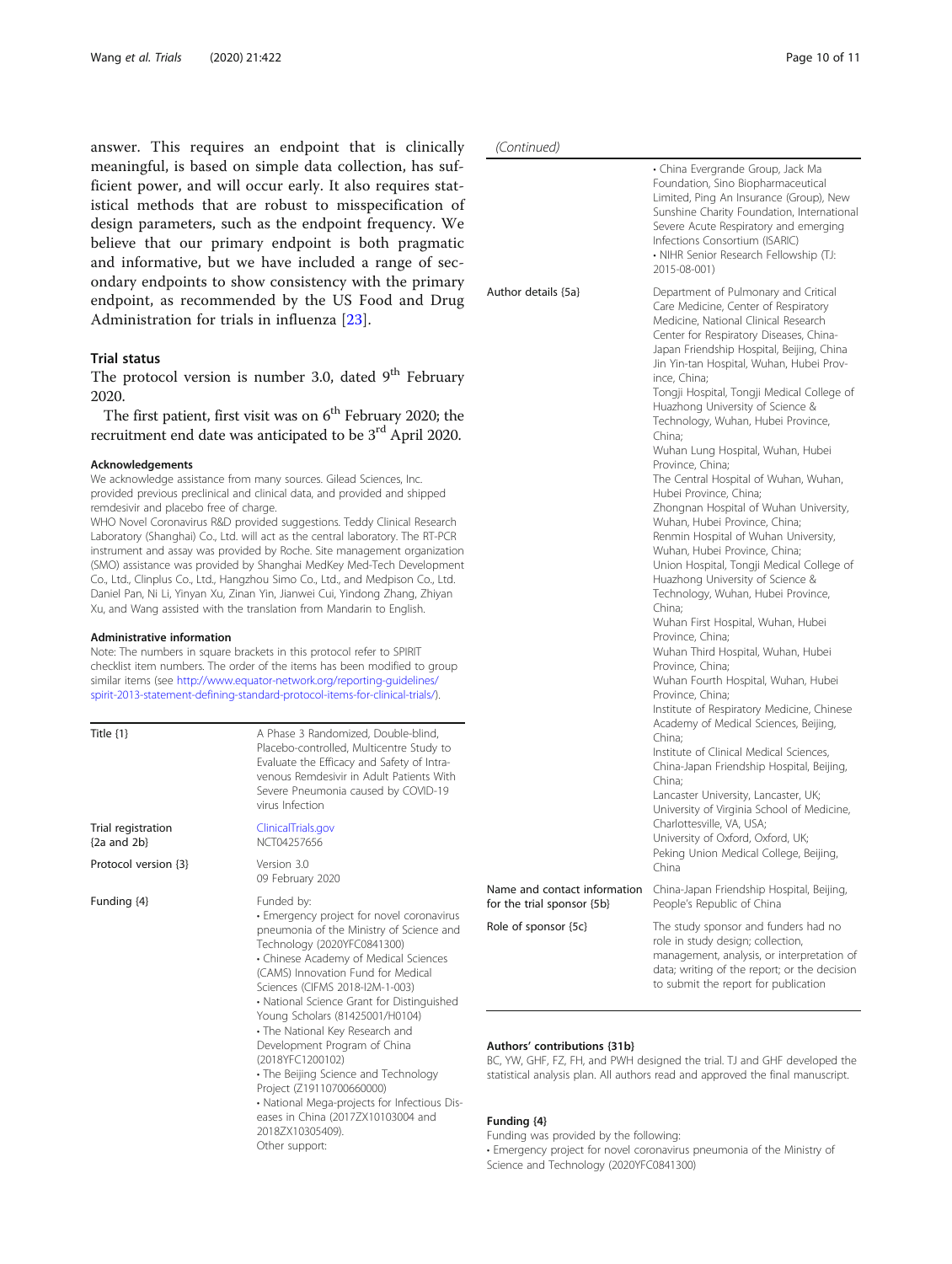answer. This requires an endpoint that is clinically meaningful, is based on simple data collection, has sufficient power, and will occur early. It also requires statistical methods that are robust to misspecification of design parameters, such as the endpoint frequency. We believe that our primary endpoint is both pragmatic and informative, but we have included a range of secondary endpoints to show consistency with the primary endpoint, as recommended by the US Food and Drug Administration for trials in influenza [23].

## Trial status

The protocol version is number 3.0, dated 9th February 2020.

The first patient, first visit was on 6th February 2020; the recruitment end date was anticipated to be 3rd April 2020.

### Acknowledgements

We acknowledge assistance from many sources. Gilead Sciences, Inc. provided previous preclinical and clinical data, and provided and shipped remdesivir and placebo free of charge.

WHO Novel Coronavirus R&D provided suggestions. Teddy Clinical Research Laboratory (Shanghai) Co., Ltd. will act as the central laboratory. The RT-PCR instrument and assay was provided by Roche. Site management organization (SMO) assistance was provided by Shanghai MedKey Med-Tech Development Co., Ltd., Clinplus Co., Ltd., Hangzhou Simo Co., Ltd., and Medpison Co., Ltd. Daniel Pan, Ni Li, Yinyan Xu, Zinan Yin, Jianwei Cui, Yindong Zhang, Zhiyan Xu, and Wang assisted with the translation from Mandarin to English.

### Administrative information

Note: The numbers in square brackets in this protocol refer to SPIRIT checklist item numbers. The order of the items has been modified to group similar items (see http://www.equator-network.org/reporting-guidelines/spirit-2013-statement-defining-standard-protocol-items-for-clinical-trials/).

| | |
|---|---|
| Title {1} | A Phase 3 Randomized, Double-blind, Placebo-controlled, Multicentre Study to Evaluate the Efficacy and Safety of Intravenous Remdesivir in Adult Patients With Severe Pneumonia caused by COVID-19 virus Infection |
| Trial registration {2a and 2b} | ClinicalTrials.gov NCT04257656 |
| Protocol version {3} | Version 3.0 09 February 2020 |
| Funding {4} | Funded by: • Emergency project for novel coronavirus pneumonia of the Ministry of Science and Technology (2020YFC0841300) • Chinese Academy of Medical Sciences (CAMS) Innovation Fund for Medical Sciences (CIFMS 2018-I2M-1-003) • National Science Grant for Distinguished Young Scholars (81425001/H0104) • The National Key Research and Development Program of China (2018YFC1200102) • The Beijing Science and Technology Project (Z19110700660000) • National Mega-projects for Infectious Diseases in China (2017ZX10103004 and 2018ZX10305409). Other support: • China Evergrande Group, Jack Ma Foundation, Sino Biopharmaceutical Limited, Ping An Insurance (Group), New Sunshine Charity Foundation, International Severe Acute Respiratory and emerging Infections Consortium (ISARIC) • NIHR Senior Research Fellowship (TJ: 2015-08-001) |
| Author details {5a} | Department of Pulmonary and Critical Care Medicine, Center of Respiratory Medicine, National Clinical Research Center for Respiratory Diseases, China-Japan Friendship Hospital, Beijing, China Jin Yin-tan Hospital, Wuhan, Hubei Province, China; Tongji Hospital, Tongji Medical College of Huazhong University of Science & Technology, Wuhan, Hubei Province, China; Wuhan Lung Hospital, Wuhan, Hubei Province, China; The Central Hospital of Wuhan, Wuhan, Hubei Province, China; Zhongnan Hospital of Wuhan University, Wuhan, Hubei Province, China; Renmin Hospital of Wuhan University, Wuhan, Hubei Province, China; Union Hospital, Tongji Medical College of Huazhong University of Science & Technology, Wuhan, Hubei Province, China; Wuhan First Hospital, Wuhan, Hubei Province, China; Wuhan Third Hospital, Wuhan, Hubei Province, China; Wuhan Fourth Hospital, Wuhan, Hubei Province, China; Institute of Respiratory Medicine, Chinese Academy of Medical Sciences, Beijing, China; Institute of Clinical Medical Sciences, China-Japan Friendship Hospital, Beijing, China; Lancaster University, Lancaster, UK; University of Virginia School of Medicine, Charlottesville, VA, USA; University of Oxford, Oxford, UK; Peking Union Medical College, Beijing, China |
| Name and contact information for the trial sponsor {5b} | China-Japan Friendship Hospital, Beijing, People's Republic of China |
| Role of sponsor {5c} | The study sponsor and funders had no role in study design; collection, management, analysis, or interpretation of data; writing of the report; or the decision to submit the report for publication |

### Authors' contributions {31b}

BC, YW, GHF, FZ, FH, and PWH designed the trial. TJ and GHF developed the statistical analysis plan. All authors read and approved the final manuscript.

### Funding {4}

Funding was provided by the following:

- Emergency project for novel coronavirus pneumonia of the Ministry of Science and Technology (2020YFC0841300)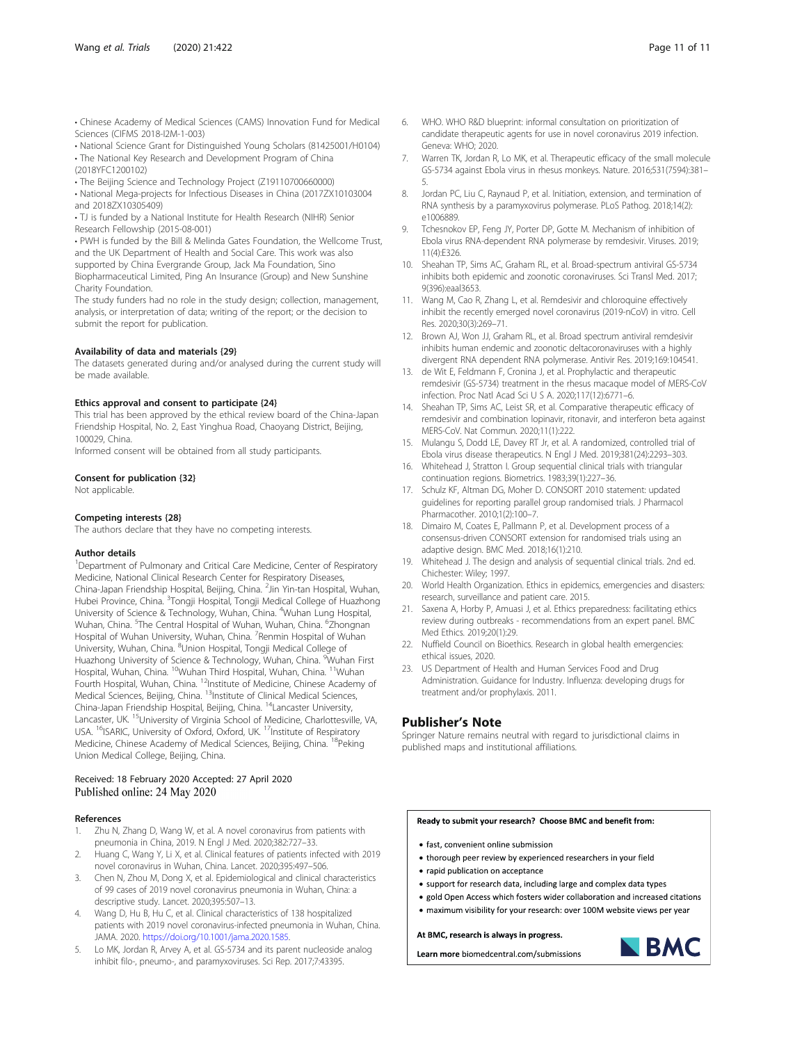- Chinese Academy of Medical Sciences (CAMS) Innovation Fund for Medical Sciences (CIFMS 2018-I2M-1-003)
- National Science Grant for Distinguished Young Scholars (81425001/H0104)
- The National Key Research and Development Program of China (2018YFC1200102)
- The Beijing Science and Technology Project (Z19110700660000)
- National Mega-projects for Infectious Diseases in China (2017ZX10103004 and 2018ZX10305409)
- TJ is funded by a National Institute for Health Research (NIHR) Senior Research Fellowship (2015-08-001)
- PWH is funded by the Bill & Melinda Gates Foundation, the Wellcome Trust, and the UK Department of Health and Social Care. This work was also supported by China Evergrande Group, Jack Ma Foundation, Sino Biopharmaceutical Limited, Ping An Insurance (Group) and New Sunshine Charity Foundation.

The study funders had no role in the study design; collection, management, analysis, or interpretation of data; writing of the report; or the decision to submit the report for publication.

#### Availability of data and materials {29}

The datasets generated during and/or analysed during the current study will be made available.

#### Ethics approval and consent to participate {24}

This trial has been approved by the ethical review board of the China-Japan Friendship Hospital, No. 2, East Yinghua Road, Chaoyang District, Beijing, 100029, China.

Informed consent will be obtained from all study participants.

#### Consent for publication {32}

Not applicable.

#### Competing interests {28}

The authors declare that they have no competing interests.

#### Author details

[1]Department of Pulmonary and Critical Care Medicine, Center of Respiratory Medicine, National Clinical Research Center for Respiratory Diseases, China-Japan Friendship Hospital, Beijing, China. [2]Jin Yin-tan Hospital, Wuhan, Hubei Province, China. [3]Tongji Hospital, Tongji Medical College of Huazhong University of Science & Technology, Wuhan, China. [4]Wuhan Lung Hospital, Wuhan, China. [5]The Central Hospital of Wuhan, Wuhan, China. [6]Zhongnan Hospital of Wuhan University, Wuhan, China. [7]Renmin Hospital of Wuhan University, Wuhan, China. [8]Union Hospital, Tongji Medical College of Huazhong University of Science & Technology, Wuhan, China. [9]Wuhan First Hospital, Wuhan, China. [10]Wuhan Third Hospital, Wuhan, China. [11]Wuhan Fourth Hospital, Wuhan, China. [12]Institute of Medicine, Chinese Academy of Medical Sciences, Beijing, China. [13]Institute of Clinical Medical Sciences, China-Japan Friendship Hospital, Beijing, China. [14]Lancaster University, Lancaster, UK. [15]University of Virginia School of Medicine, Charlottesville, VA, USA. [16]ISARIC, University of Oxford, Oxford, UK. [17]Institute of Respiratory Medicine, Chinese Academy of Medical Sciences, Beijing, China. [18]Peking Union Medical College, Beijing, China.

Received: 18 February 2020 Accepted: 27 April 2020
Published online: 24 May 2020

#### References

1. Zhu N, Zhang D, Wang W, et al. A novel coronavirus from patients with pneumonia in China, 2019. N Engl J Med. 2020;382:727–33.
2. Huang C, Wang Y, Li X, et al. Clinical features of patients infected with 2019 novel coronavirus in Wuhan, China. Lancet. 2020;395:497–506.
3. Chen N, Zhou M, Dong X, et al. Epidemiological and clinical characteristics of 99 cases of 2019 novel coronavirus pneumonia in Wuhan, China: a descriptive study. Lancet. 2020;395:507–13.
4. Wang D, Hu B, Hu C, et al. Clinical characteristics of 138 hospitalized patients with 2019 novel coronavirus-infected pneumonia in Wuhan, China. JAMA. 2020. https://doi.org/10.1001/jama.2020.1585.
5. Lo MK, Jordan R, Arvey A, et al. GS-5734 and its parent nucleoside analog inhibit filo-, pneumo-, and paramyxoviruses. Sci Rep. 2017;7:43395.
6. WHO. WHO R&D blueprint: informal consultation on prioritization of candidate therapeutic agents for use in novel coronavirus 2019 infection. Geneva: WHO; 2020.
7. Warren TK, Jordan R, Lo MK, et al. Therapeutic efficacy of the small molecule GS-5734 against Ebola virus in rhesus monkeys. Nature. 2016;531(7594):381–5.
8. Jordan PC, Liu C, Raynaud P, et al. Initiation, extension, and termination of RNA synthesis by a paramyxovirus polymerase. PLoS Pathog. 2018;14(2):e1006889.
9. Tchesnokov EP, Feng JY, Porter DP, Gotte M. Mechanism of inhibition of Ebola virus RNA-dependent RNA polymerase by remdesivir. Viruses. 2019;11(4):E326.
10. Sheahan TP, Sims AC, Graham RL, et al. Broad-spectrum antiviral GS-5734 inhibits both epidemic and zoonotic coronaviruses. Sci Transl Med. 2017;9(396):eaal3653.
11. Wang M, Cao R, Zhang L, et al. Remdesivir and chloroquine effectively inhibit the recently emerged novel coronavirus (2019-nCoV) in vitro. Cell Res. 2020;30(3):269–71.
12. Brown AJ, Won JJ, Graham RL, et al. Broad spectrum antiviral remdesivir inhibits human endemic and zoonotic deltacoronaviruses with a highly divergent RNA dependent RNA polymerase. Antivir Res. 2019;169:104541.
13. de Wit E, Feldmann F, Cronina J, et al. Prophylactic and therapeutic remdesivir (GS-5734) treatment in the rhesus macaque model of MERS-CoV infection. Proc Natl Acad Sci U S A. 2020;117(12):6771–6.
14. Sheahan TP, Sims AC, Leist SR, et al. Comparative therapeutic efficacy of remdesivir and combination lopinavir, ritonavir, and interferon beta against MERS-CoV. Nat Commun. 2020;11(1):222.
15. Mulangu S, Dodd LE, Davey RT Jr, et al. A randomized, controlled trial of Ebola virus disease therapeutics. N Engl J Med. 2019;381(24):2293–303.
16. Whitehead J, Stratton I. Group sequential clinical trials with triangular continuation regions. Biometrics. 1983;39(1):227–36.
17. Schulz KF, Altman DG, Moher D. CONSORT 2010 statement: updated guidelines for reporting parallel group randomised trials. J Pharmacol Pharmacother. 2010;1(2):100–7.
18. Dimairo M, Coates E, Pallmann P, et al. Development process of a consensus-driven CONSORT extension for randomised trials using an adaptive design. BMC Med. 2018;16(1):210.
19. Whitehead J. The design and analysis of sequential clinical trials. 2nd ed. Chichester: Wiley; 1997.
20. World Health Organization. Ethics in epidemics, emergencies and disasters: research, surveillance and patient care. 2015.
21. Saxena A, Horby P, Amuasi J, et al. Ethics preparedness: facilitating ethics review during outbreaks - recommendations from an expert panel. BMC Med Ethics. 2019;20(1):29.
22. Nuffield Council on Bioethics. Research in global health emergencies: ethical issues, 2020.
23. US Department of Health and Human Services Food and Drug Administration. Guidance for Industry. Influenza: developing drugs for treatment and/or prophylaxis. 2011.

## Publisher's Note

Springer Nature remains neutral with regard to jurisdictional claims in published maps and institutional affiliations.

**Ready to submit your research? Choose BMC and benefit from:**

- fast, convenient online submission
- thorough peer review by experienced researchers in your field
- rapid publication on acceptance
- support for research data, including large and complex data types
- gold Open Access which fosters wider collaboration and increased citations
- maximum visibility for your research: over 100M website views per year

**At BMC, research is always in progress.**

**Learn more** biomedcentral.com/submissions

BMC